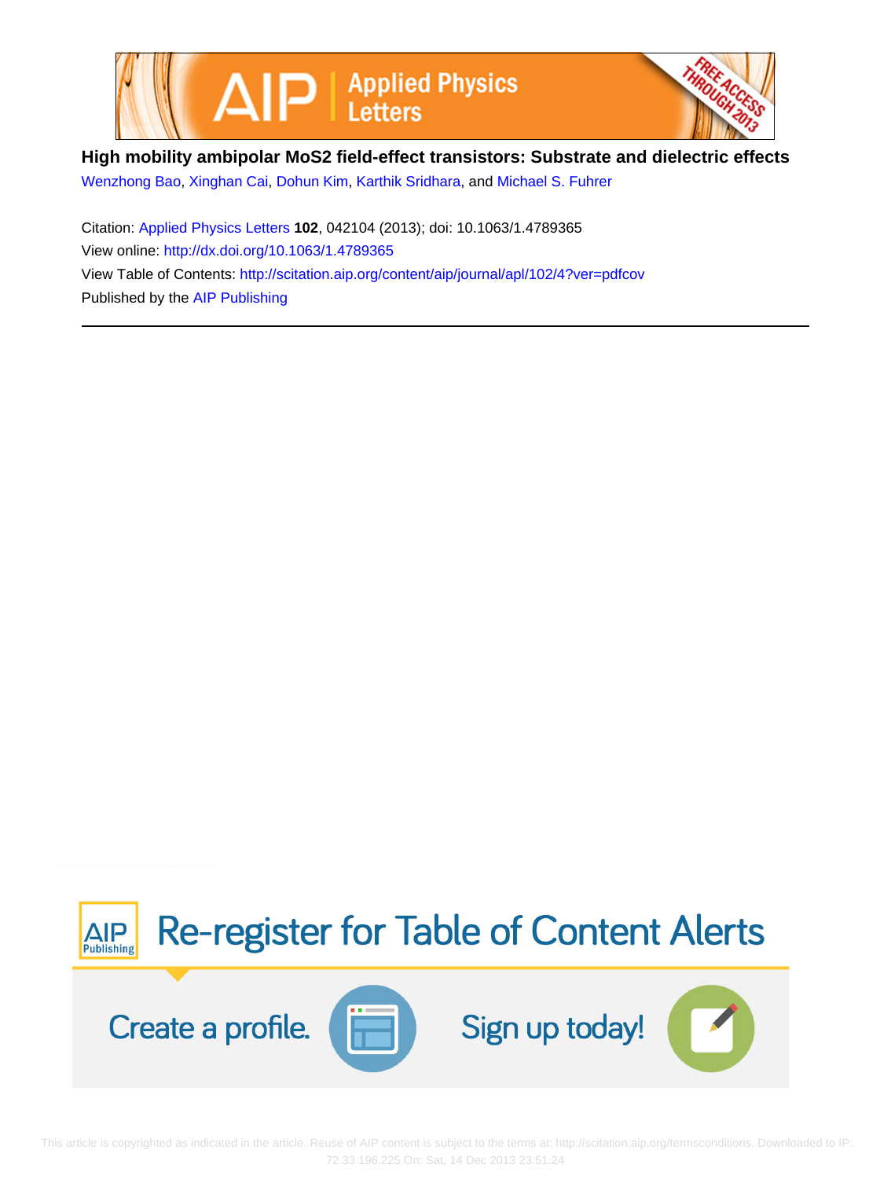**High mobility ambipolar MoS2 field-effect transistors: Substrate and dielectric effects**

Wenzhong Bao, Xinghan Cai, Dohun Kim, Karthik Sridhara, and Michael S. Fuhrer

Citation: Applied Physics Letters **102**, 042104 (2013); doi: 10.1063/1.4789365

View online: http://dx.doi.org/10.1063/1.4789365

View Table of Contents: http://scitation.aip.org/content/aip/journal/apl/102/4?ver=pdfcov

Published by the AIP Publishing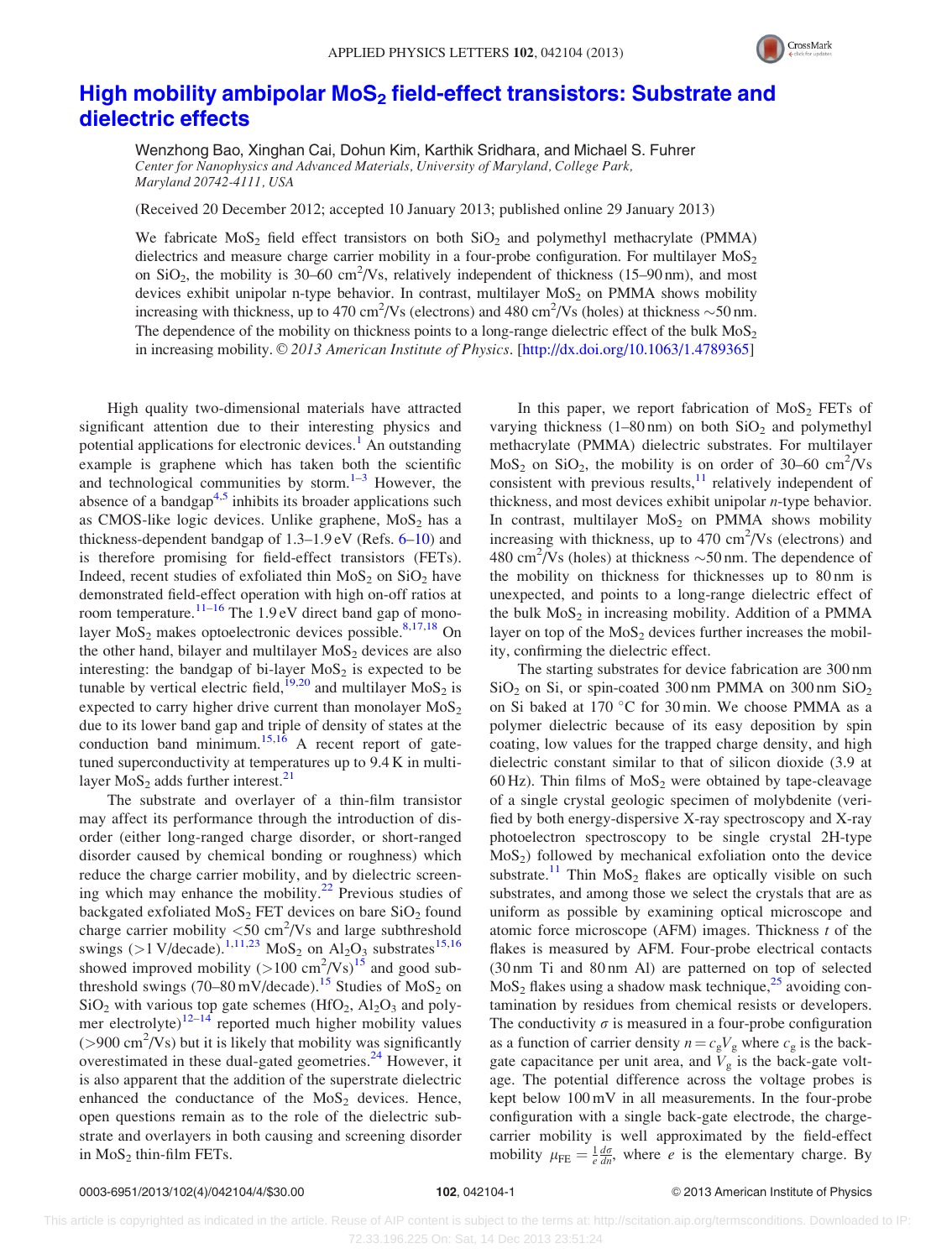# High mobility ambipolar $MoS_2$ field-effect transistors: Substrate and dielectric effects

Wenzhong Bao, Xinghan Cai, Dohun Kim, Karthik Sridhara, and Michael S. Fuhrer

*Center for Nanophysics and Advanced Materials, University of Maryland, College Park, Maryland 20742-4111, USA*

(Received 20 December 2012; accepted 10 January 2013; published online 29 January 2013)

We fabricate $MoS_2$ field effect transistors on both $SiO_2$ and polymethyl methacrylate (PMMA) dielectrics and measure charge carrier mobility in a four-probe configuration. For multilayer $MoS_2$ on $SiO_2$, the mobility is 30–60 $cm^2/Vs$, relatively independent of thickness (15–90 nm), and most devices exhibit unipolar n-type behavior. In contrast, multilayer $MoS_2$ on PMMA shows mobility increasing with thickness, up to 470 $cm^2/Vs$ (electrons) and 480 $cm^2/Vs$ (holes) at thickness ~50 nm. The dependence of the mobility on thickness points to a long-range dielectric effect of the bulk $MoS_2$ in increasing mobility. © *2013 American Institute of Physics*. [http://dx.doi.org/10.1063/1.4789365]

High quality two-dimensional materials have attracted significant attention due to their interesting physics and potential applications for electronic devices.[1] An outstanding example is graphene which has taken both the scientific and technological communities by storm.[1–3] However, the absence of a bandgap[4,5] inhibits its broader applications such as CMOS-like logic devices. Unlike graphene, $MoS_2$ has a thickness-dependent bandgap of 1.3–1.9 eV (Refs. 6–10) and is therefore promising for field-effect transistors (FETs). Indeed, recent studies of exfoliated thin $MoS_2$ on $SiO_2$ have demonstrated field-effect operation with high on-off ratios at room temperature.[11–16] The 1.9 eV direct band gap of monolayer $MoS_2$ makes optoelectronic devices possible.[8,17,18] On the other hand, bilayer and multilayer $MoS_2$ devices are also interesting: the bandgap of bi-layer $MoS_2$ is expected to be tunable by vertical electric field,[19,20] and multilayer $MoS_2$ is expected to carry higher drive current than monolayer $MoS_2$ due to its lower band gap and triple of density of states at the conduction band minimum.[15,16] A recent report of gate-tuned superconductivity at temperatures up to 9.4 K in multilayer $MoS_2$ adds further interest.[21]

The substrate and overlayer of a thin-film transistor may affect its performance through the introduction of disorder (either long-ranged charge disorder, or short-ranged disorder caused by chemical bonding or roughness) which reduce the charge carrier mobility, and by dielectric screening which may enhance the mobility.[22] Previous studies of backgated exfoliated $MoS_2$ FET devices on bare $SiO_2$ found charge carrier mobility <50 $cm^2/Vs$ and large subthreshold swings (>1 V/decade).[1,11,23] $MoS_2$ on $Al_2O_3$ substrates[15,16] showed improved mobility (>100 $cm^2/Vs$)[15] and good subthreshold swings (70–80 mV/decade).[15] Studies of $MoS_2$ on $SiO_2$ with various top gate schemes ($HfO_2$, $Al_2O_3$ and polymer electrolyte)[12–14] reported much higher mobility values (>900 $cm^2/Vs$) but it is likely that mobility was significantly overestimated in these dual-gated geometries.[24] However, it is also apparent that the addition of the superstrate dielectric enhanced the conductance of the $MoS_2$ devices. Hence, open questions remain as to the role of the dielectric substrate and overlayers in both causing and screening disorder in $MoS_2$ thin-film FETs.

In this paper, we report fabrication of $MoS_2$ FETs of varying thickness (1–80 nm) on both $SiO_2$ and polymethyl methacrylate (PMMA) dielectric substrates. For multilayer $MoS_2$ on $SiO_2$, the mobility is on order of 30–60 $cm^2/Vs$ consistent with previous results,[11] relatively independent of thickness, and most devices exhibit unipolar *n*-type behavior. In contrast, multilayer $MoS_2$ on PMMA shows mobility increasing with thickness, up to 470 $cm^2/Vs$ (electrons) and 480 $cm^2/Vs$ (holes) at thickness ~50 nm. The dependence of the mobility on thickness for thicknesses up to 80 nm is unexpected, and points to a long-range dielectric effect of the bulk $MoS_2$ in increasing mobility. Addition of a PMMA layer on top of the $MoS_2$ devices further increases the mobility, confirming the dielectric effect.

The starting substrates for device fabrication are 300 nm $SiO_2$ on Si, or spin-coated 300 nm PMMA on 300 nm $SiO_2$ on Si baked at 170 °C for 30 min. We choose PMMA as a polymer dielectric because of its easy deposition by spin coating, low values for the trapped charge density, and high dielectric constant similar to that of silicon dioxide (3.9 at 60 Hz). Thin films of $MoS_2$ were obtained by tape-cleavage of a single crystal geologic specimen of molybdenite (verified by both energy-dispersive X-ray spectroscopy and X-ray photoelectron spectroscopy to be single crystal 2H-type $MoS_2$) followed by mechanical exfoliation onto the device substrate.[11] Thin $MoS_2$ flakes are optically visible on such substrates, and among those we select the crystals that are as uniform as possible by examining optical microscope and atomic force microscope (AFM) images. Thickness *t* of the flakes is measured by AFM. Four-probe electrical contacts (30 nm Ti and 80 nm Al) are patterned on top of selected $MoS_2$ flakes using a shadow mask technique,[25] avoiding contamination by residues from chemical resists or developers. The conductivity $\sigma$ is measured in a four-probe configuration as a function of carrier density $n = c_g V_g$ where $c_g$ is the back-gate capacitance per unit area, and $V_g$ is the back-gate voltage. The potential difference across the voltage probes is kept below 100 mV in all measurements. In the four-probe configuration with a single back-gate electrode, the charge-carrier mobility is well approximated by the field-effect mobility $\mu_{FE} = \frac{1}{e}\frac{d\sigma}{dn}$, where $e$ is the elementary charge. By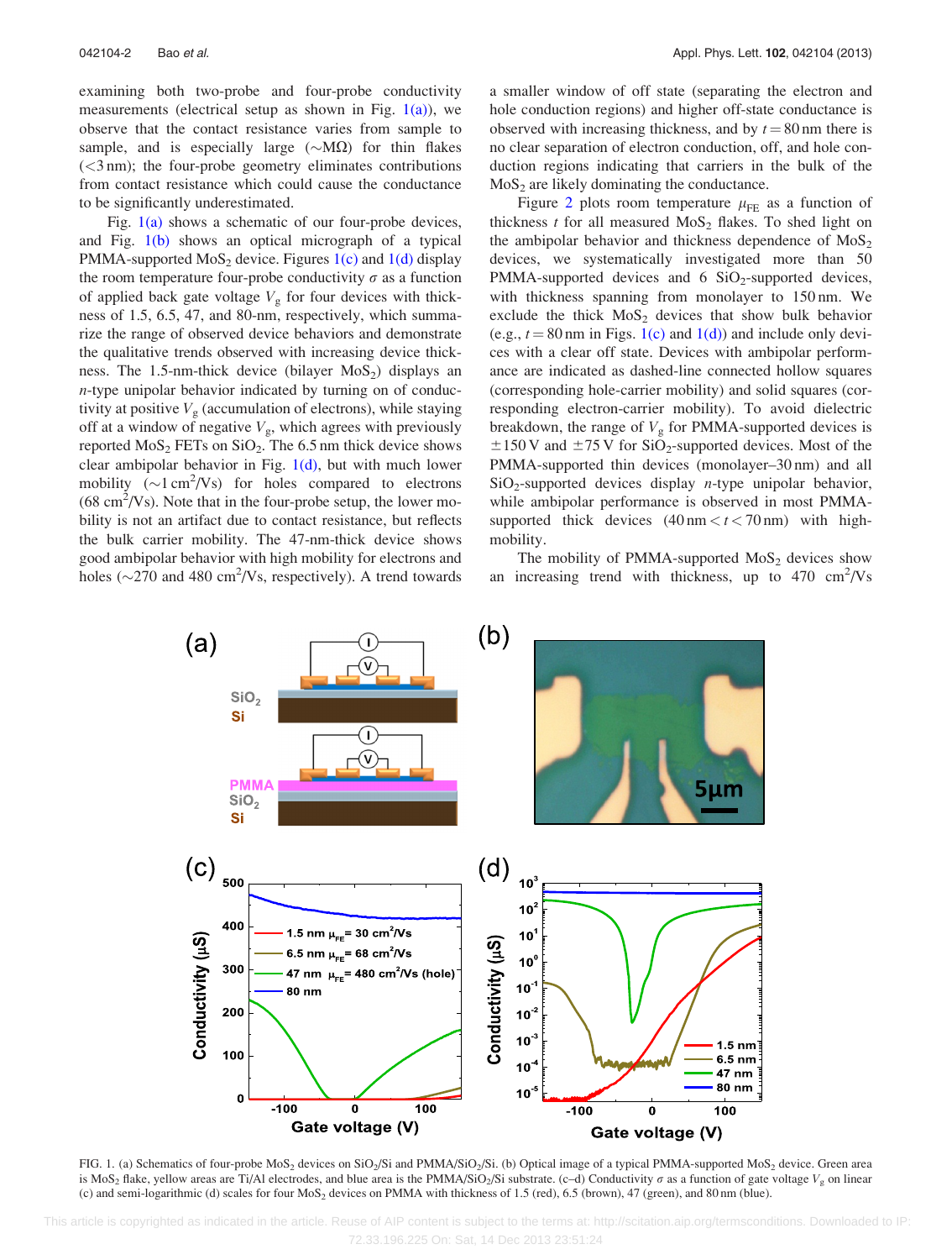examining both two-probe and four-probe conductivity measurements (electrical setup as shown in Fig. 1(a)), we observe that the contact resistance varies from sample to sample, and is especially large (∼MΩ) for thin flakes (<3 nm); the four-probe geometry eliminates contributions from contact resistance which could cause the conductance to be significantly underestimated.

Fig. 1(a) shows a schematic of our four-probe devices, and Fig. 1(b) shows an optical micrograph of a typical PMMA-supported $MoS_2$ device. Figures 1(c) and 1(d) display the room temperature four-probe conductivity $\sigma$ as a function of applied back gate voltage $V_g$ for four devices with thickness of 1.5, 6.5, 47, and 80-nm, respectively, which summarize the range of observed device behaviors and demonstrate the qualitative trends observed with increasing device thickness. The 1.5-nm-thick device (bilayer $MoS_2$) displays an $n$-type unipolar behavior indicated by turning on of conductivity at positive $V_g$ (accumulation of electrons), while staying off at a window of negative $V_g$, which agrees with previously reported $MoS_2$ FETs on $SiO_2$. The 6.5 nm thick device shows clear ambipolar behavior in Fig. 1(d), but with much lower mobility (∼1 $cm^2$/Vs) for holes compared to electrons (68 $cm^2$/Vs). Note that in the four-probe setup, the lower mobility is not an artifact due to contact resistance, but reflects the bulk carrier mobility. The 47-nm-thick device shows good ambipolar behavior with high mobility for electrons and holes (∼270 and 480 $cm^2$/Vs, respectively). A trend towards a smaller window of off state (separating the electron and hole conduction regions) and higher off-state conductance is observed with increasing thickness, and by $t = 80$ nm there is no clear separation of electron conduction, off, and hole conduction regions indicating that carriers in the bulk of the $MoS_2$ are likely dominating the conductance.

Figure 2 plots room temperature $\mu_{FE}$ as a function of thickness $t$ for all measured $MoS_2$ flakes. To shed light on the ambipolar behavior and thickness dependence of $MoS_2$ devices, we systematically investigated more than 50 PMMA-supported devices and 6 $SiO_2$-supported devices, with thickness spanning from monolayer to 150 nm. We exclude the thick $MoS_2$ devices that show bulk behavior (e.g., $t = 80$ nm in Figs. 1(c) and 1(d)) and include only devices with a clear off state. Devices with ambipolar performance are indicated as dashed-line connected hollow squares (corresponding hole-carrier mobility) and solid squares (corresponding electron-carrier mobility). To avoid dielectric breakdown, the range of $V_g$ for PMMA-supported devices is ±150 V and ±75 V for $SiO_2$-supported devices. Most of the PMMA-supported thin devices (monolayer–30 nm) and all $SiO_2$-supported devices display $n$-type unipolar behavior, while ambipolar performance is observed in most PMMA-supported thick devices (40 nm < $t$ < 70 nm) with high-mobility.

The mobility of PMMA-supported $MoS_2$ devices show an increasing trend with thickness, up to 470 $cm^2$/Vs

FIG. 1. (a) Schematics of four-probe $MoS_2$ devices on $SiO_2$/Si and PMMA/$SiO_2$/Si. (b) Optical image of a typical PMMA-supported $MoS_2$ device. Green area is $MoS_2$ flake, yellow areas are Ti/Al electrodes, and blue area is the PMMA/$SiO_2$/Si substrate. (c–d) Conductivity $\sigma$ as a function of gate voltage $V_g$ on linear (c) and semi-logarithmic (d) scales for four $MoS_2$ devices on PMMA with thickness of 1.5 (red), 6.5 (brown), 47 (green), and 80 nm (blue).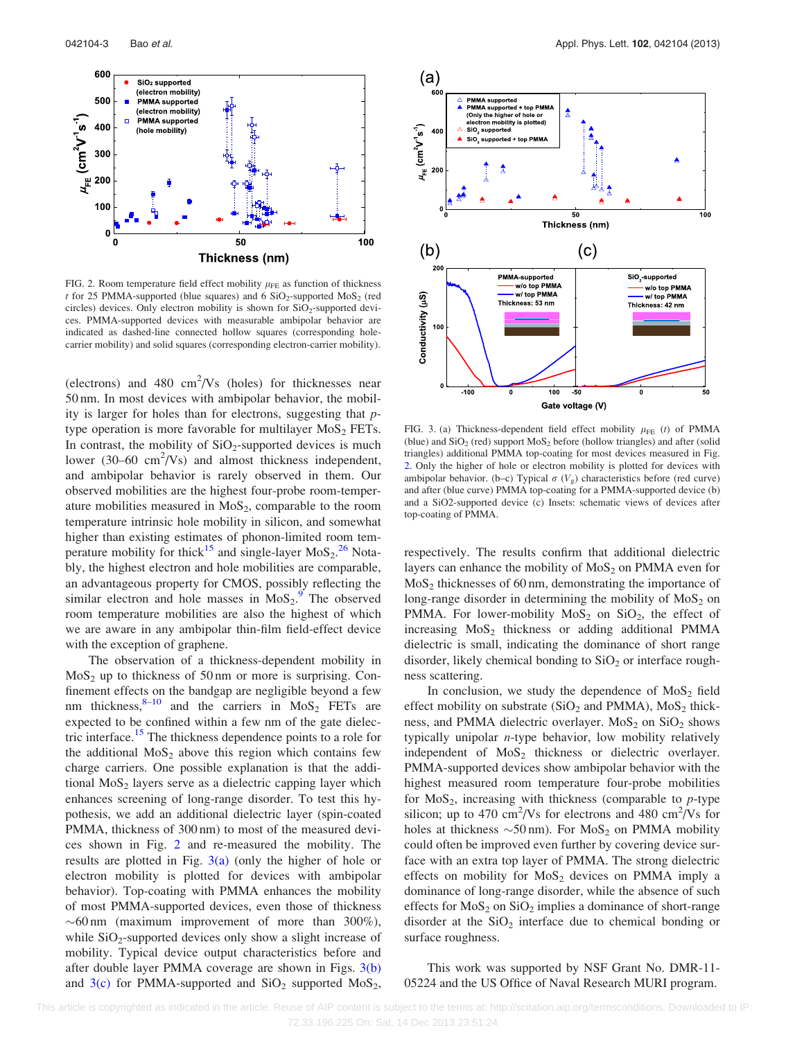FIG. 2. Room temperature field effect mobility $\mu_{FE}$ as function of thickness $t$ for 25 PMMA-supported (blue squares) and 6 $SiO_2$-supported $MoS_2$ (red circles) devices. Only electron mobility is shown for $SiO_2$-supported devices. PMMA-supported devices with measurable ambipolar behavior are indicated as dashed-line connected hollow squares (corresponding hole-carrier mobility) and solid squares (corresponding electron-carrier mobility).

(electrons) and 480 $cm^2$/Vs (holes) for thicknesses near 50 nm. In most devices with ambipolar behavior, the mobility is larger for holes than for electrons, suggesting that $p$-type operation is more favorable for multilayer $MoS_2$ FETs. In contrast, the mobility of $SiO_2$-supported devices is much lower (30–60 $cm^2$/Vs) and almost thickness independent, and ambipolar behavior is rarely observed in them. Our observed mobilities are the highest four-probe room-temperature mobilities measured in $MoS_2$, comparable to the room temperature intrinsic hole mobility in silicon, and somewhat higher than existing estimates of phonon-limited room temperature mobility for thick[15] and single-layer $MoS_2$.[26] Notably, the highest electron and hole mobilities are comparable, an advantageous property for CMOS, possibly reflecting the similar electron and hole masses in $MoS_2$.[9] The observed room temperature mobilities are also the highest of which we are aware in any ambipolar thin-film field-effect device with the exception of graphene.

The observation of a thickness-dependent mobility in $MoS_2$ up to thickness of 50 nm or more is surprising. Confinement effects on the bandgap are negligible beyond a few nm thickness,[8–10] and the carriers in $MoS_2$ FETs are expected to be confined within a few nm of the gate dielectric interface.[15] The thickness dependence points to a role for the additional $MoS_2$ above this region which contains few charge carriers. One possible explanation is that the additional $MoS_2$ layers serve as a dielectric capping layer which enhances screening of long-range disorder. To test this hypothesis, we add an additional dielectric layer (spin-coated PMMA, thickness of 300 nm) to most of the measured devices shown in Fig. 2 and re-measured the mobility. The results are plotted in Fig. 3(a) (only the higher of hole or electron mobility is plotted for devices with ambipolar behavior). Top-coating with PMMA enhances the mobility of most PMMA-supported devices, even those of thickness ~60 nm (maximum improvement of more than 300%), while $SiO_2$-supported devices only show a slight increase of mobility. Typical device output characteristics before and after double layer PMMA coverage are shown in Figs. 3(b) and 3(c) for PMMA-supported and $SiO_2$ supported $MoS_2$, respectively. The results confirm that additional dielectric layers can enhance the mobility of $MoS_2$ on PMMA even for $MoS_2$ thicknesses of 60 nm, demonstrating the importance of long-range disorder in determining the mobility of $MoS_2$ on PMMA. For lower-mobility $MoS_2$ on $SiO_2$, the effect of increasing $MoS_2$ thickness or adding additional PMMA dielectric is small, indicating the dominance of short range disorder, likely chemical bonding to $SiO_2$ or interface roughness scattering.

FIG. 3. (a) Thickness-dependent field effect mobility $\mu_{FE}$ ($t$) of PMMA (blue) and $SiO_2$ (red) support $MoS_2$ before (hollow triangles) and after (solid triangles) additional PMMA top-coating for most devices measured in Fig. 2. Only the higher of hole or electron mobility is plotted for devices with ambipolar behavior. (b–c) Typical $\sigma$ ($V_g$) characteristics before (red curve) and after (blue curve) PMMA top-coating for a PMMA-supported device (b) and a SiO2-supported device (c) Insets: schematic views of devices after top-coating of PMMA.

In conclusion, we study the dependence of $MoS_2$ field effect mobility on substrate ($SiO_2$ and PMMA), $MoS_2$ thickness, and PMMA dielectric overlayer. $MoS_2$ on $SiO_2$ shows typically unipolar $n$-type behavior, low mobility relatively independent of $MoS_2$ thickness or dielectric overlayer. PMMA-supported devices show ambipolar behavior with the highest measured room temperature four-probe mobilities for $MoS_2$, increasing with thickness (comparable to $p$-type silicon; up to 470 $cm^2$/Vs for electrons and 480 $cm^2$/Vs for holes at thickness ~50 nm). For $MoS_2$ on PMMA mobility could often be improved even further by covering device surface with an extra top layer of PMMA. The strong dielectric effects on mobility for $MoS_2$ devices on PMMA imply a dominance of long-range disorder, while the absence of such effects for $MoS_2$ on $SiO_2$ implies a dominance of short-range disorder at the $SiO_2$ interface due to chemical bonding or surface roughness.

This work was supported by NSF Grant No. DMR-11-05224 and the US Office of Naval Research MURI program.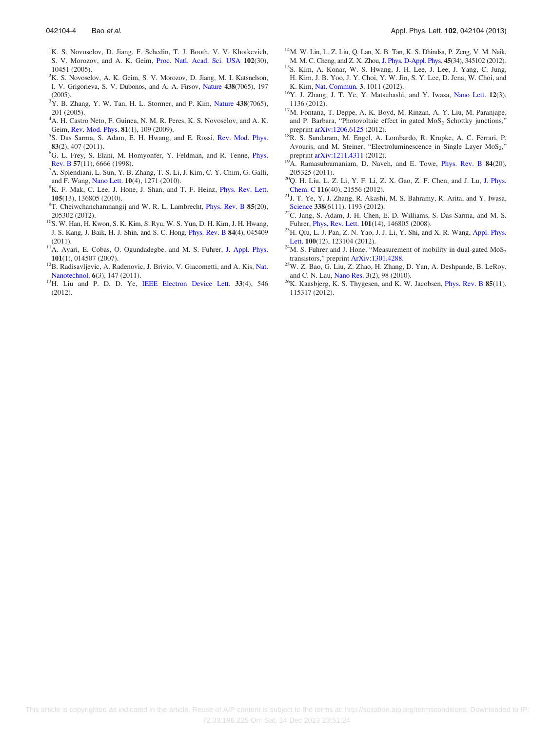[1] K. S. Novoselov, D. Jiang, F. Schedin, T. J. Booth, V. V. Khotkevich, S. V. Morozov, and A. K. Geim, Proc. Natl. Acad. Sci. USA **102**(30), 10451 (2005).

[2] K. S. Novoselov, A. K. Geim, S. V. Morozov, D. Jiang, M. I. Katsnelson, I. V. Grigorieva, S. V. Dubonos, and A. A. Firsov, Nature **438**(7065), 197 (2005).

[3] Y. B. Zhang, Y. W. Tan, H. L. Stormer, and P. Kim, Nature **438**(7065), 201 (2005).

[4] A. H. Castro Neto, F. Guinea, N. M. R. Peres, K. S. Novoselov, and A. K. Geim, Rev. Mod. Phys. **81**(1), 109 (2009).

[5] S. Das Sarma, S. Adam, E. H. Hwang, and E. Rossi, Rev. Mod. Phys. **83**(2), 407 (2011).

[6] G. L. Frey, S. Elani, M. Homyonfer, Y. Feldman, and R. Tenne, Phys. Rev. B **57**(11), 6666 (1998).

[7] A. Splendiani, L. Sun, Y. B. Zhang, T. S. Li, J. Kim, C. Y. Chim, G. Galli, and F. Wang, Nano Lett. **10**(4), 1271 (2010).

[8] K. F. Mak, C. Lee, J. Hone, J. Shan, and T. F. Heinz, Phys. Rev. Lett. **105**(13), 136805 (2010).

[9] T. Cheiwchanchamnangij and W. R. L. Lambrecht, Phys. Rev. B **85**(20), 205302 (2012).

[10] S. W. Han, H. Kwon, S. K. Kim, S. Ryu, W. S. Yun, D. H. Kim, J. H. Hwang, J. S. Kang, J. Baik, H. J. Shin, and S. C. Hong, Phys. Rev. B **84**(4), 045409 (2011).

[11] A. Ayari, E. Cobas, O. Ogundadegbe, and M. S. Fuhrer, J. Appl. Phys. **101**(1), 014507 (2007).

[12] B. Radisavljevic, A. Radenovic, J. Brivio, V. Giacometti, and A. Kis, Nat. Nanotechnol. **6**(3), 147 (2011).

[13] H. Liu and P. D. D. Ye, IEEE Electron Device Lett. **33**(4), 546 (2012).

[14] M. W. Lin, L. Z. Liu, Q. Lan, X. B. Tan, K. S. Dhindsa, P. Zeng, V. M. Naik, M. M. C. Cheng, and Z. X. Zhou, J. Phys. D-Appl. Phys. **45**(34), 345102 (2012).

[15] S. Kim, A. Konar, W. S. Hwang, J. H. Lee, J. Lee, J. Yang, C. Jung, H. Kim, J. B. Yoo, J. Y. Choi, Y. W. Jin, S. Y. Lee, D. Jena, W. Choi, and K. Kim, Nat. Commun. **3**, 1011 (2012).

[16] Y. J. Zhang, J. T. Ye, Y. Matsuhashi, and Y. Iwasa, Nano Lett. **12**(3), 1136 (2012).

[17] M. Fontana, T. Deppe, A. K. Boyd, M. Rinzan, A. Y. Liu, M. Paranjape, and P. Barbara, "Photovoltaic effect in gated $MoS_2$ Schottky junctions," preprint arXiv:1206.6125 (2012).

[18] R. S. Sundaram, M. Engel, A. Lombardo, R. Krupke, A. C. Ferrari, P. Avouris, and M. Steiner, "Electroluminescence in Single Layer $MoS_2$," preprint arXiv:1211.4311 (2012).

[19] A. Ramasubramaniam, D. Naveh, and E. Towe, Phys. Rev. B **84**(20), 205325 (2011).

[20] Q. H. Liu, L. Z. Li, Y. F. Li, Z. X. Gao, Z. F. Chen, and J. Lu, J. Phys. Chem. C **116**(40), 21556 (2012).

[21] J. T. Ye, Y. J. Zhang, R. Akashi, M. S. Bahramy, R. Arita, and Y. Iwasa, Science **338**(6111), 1193 (2012).

[22] C. Jang, S. Adam, J. H. Chen, E. D. Williams, S. Das Sarma, and M. S. Fuhrer, Phys. Rev. Lett. **101**(14), 146805 (2008).

[23] H. Qiu, L. J. Pan, Z. N. Yao, J. J. Li, Y. Shi, and X. R. Wang, Appl. Phys. Lett. **100**(12), 123104 (2012).

[24] M. S. Fuhrer and J. Hone, "Measurement of mobility in dual-gated $MoS_2$ transistors," preprint ArXiv:1301.4288.

[25] W. Z. Bao, G. Liu, Z. Zhao, H. Zhang, D. Yan, A. Deshpande, B. LeRoy, and C. N. Lau, Nano Res. **3**(2), 98 (2010).

[26] K. Kaasbjerg, K. S. Thygesen, and K. W. Jacobsen, Phys. Rev. B **85**(11), 115317 (2012).